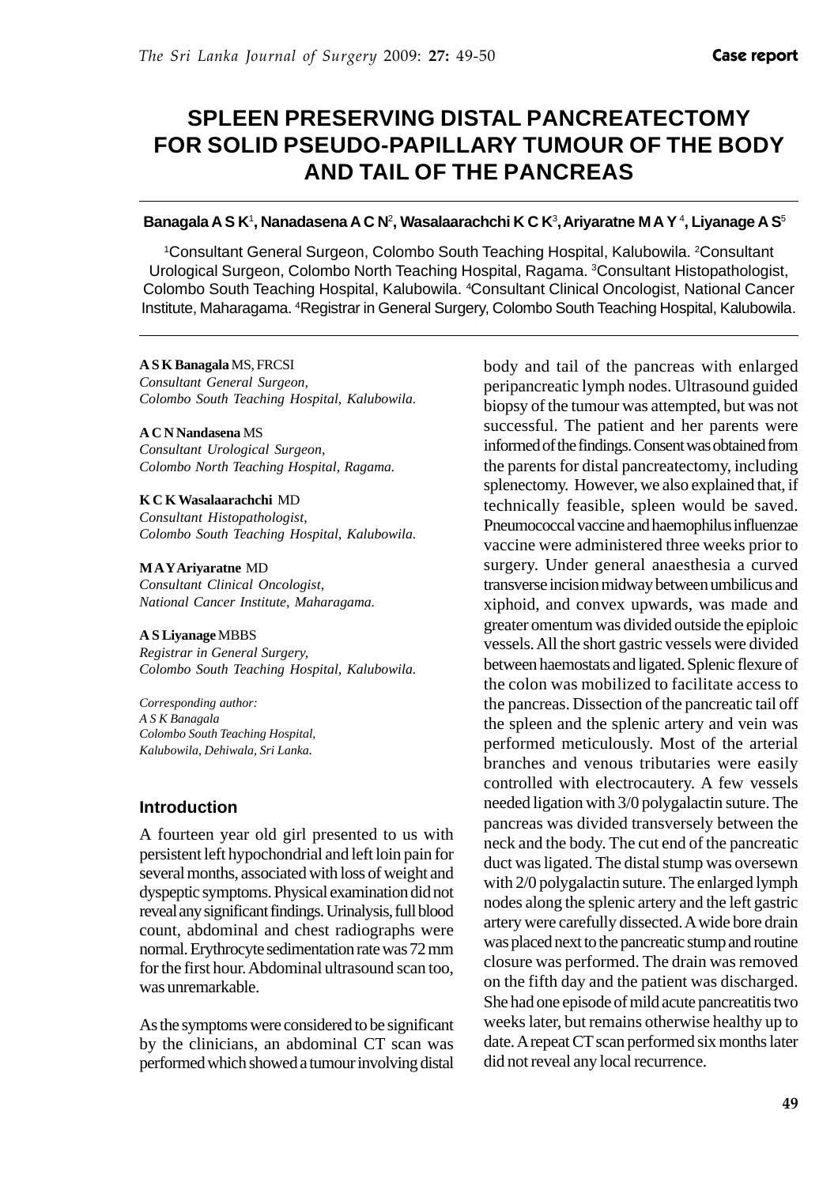Case report

# SPLEEN PRESERVING DISTAL PANCREATECTOMY FOR SOLID PSEUDO-PAPILLARY TUMOUR OF THE BODY AND TAIL OF THE PANCREAS

**Banagala A S K[1], Nanadasena A C N[2], Wasalaarachchi K C K[3], Ariyaratne M A Y[4], Liyanage A S[5]**

[1]Consultant General Surgeon, Colombo South Teaching Hospital, Kalubowila. [2]Consultant Urological Surgeon, Colombo North Teaching Hospital, Ragama. [3]Consultant Histopathologist, Colombo South Teaching Hospital, Kalubowila. [4]Consultant Clinical Oncologist, National Cancer Institute, Maharagama. [4]Registrar in General Surgery, Colombo South Teaching Hospital, Kalubowila.

**A S K Banagala** MS, FRCSI
*Consultant General Surgeon,*
*Colombo South Teaching Hospital, Kalubowila.*

**A C N Nandasena** MS
*Consultant Urological Surgeon,*
*Colombo North Teaching Hospital, Ragama.*

**K C K Wasalaarachchi** MD
*Consultant Histopathologist,*
*Colombo South Teaching Hospital, Kalubowila.*

**M A Y Ariyaratne** MD
*Consultant Clinical Oncologist,*
*National Cancer Institute, Maharagama.*

**A S Liyanage** MBBS
*Registrar in General Surgery,*
*Colombo South Teaching Hospital, Kalubowila.*

*Corresponding author:*
*A S K Banagala*
*Colombo South Teaching Hospital,*
*Kalubowila, Dehiwala, Sri Lanka.*

## Introduction

A fourteen year old girl presented to us with persistent left hypochondrial and left loin pain for several months, associated with loss of weight and dyspeptic symptoms. Physical examination did not reveal any significant findings. Urinalysis, full blood count, abdominal and chest radiographs were normal. Erythrocyte sedimentation rate was 72 mm for the first hour. Abdominal ultrasound scan too, was unremarkable.

As the symptoms were considered to be significant by the clinicians, an abdominal CT scan was performed which showed a tumour involving distal body and tail of the pancreas with enlarged peripancreatic lymph nodes. Ultrasound guided biopsy of the tumour was attempted, but was not successful. The patient and her parents were informed of the findings. Consent was obtained from the parents for distal pancreatectomy, including splenectomy. However, we also explained that, if technically feasible, spleen would be saved. Pneumococcal vaccine and haemophilus influenzae vaccine were administered three weeks prior to surgery. Under general anaesthesia a curved transverse incision midway between umbilicus and xiphoid, and convex upwards, was made and greater omentum was divided outside the epiploic vessels. All the short gastric vessels were divided between haemostats and ligated. Splenic flexure of the colon was mobilized to facilitate access to the pancreas. Dissection of the pancreatic tail off the spleen and the splenic artery and vein was performed meticulously. Most of the arterial branches and venous tributaries were easily controlled with electrocautery. A few vessels needed ligation with 3/0 polygalactin suture. The pancreas was divided transversely between the neck and the body. The cut end of the pancreatic duct was ligated. The distal stump was oversewn with 2/0 polygalactin suture. The enlarged lymph nodes along the splenic artery and the left gastric artery were carefully dissected. A wide bore drain was placed next to the pancreatic stump and routine closure was performed. The drain was removed on the fifth day and the patient was discharged. She had one episode of mild acute pancreatitis two weeks later, but remains otherwise healthy up to date. A repeat CT scan performed six months later did not reveal any local recurrence.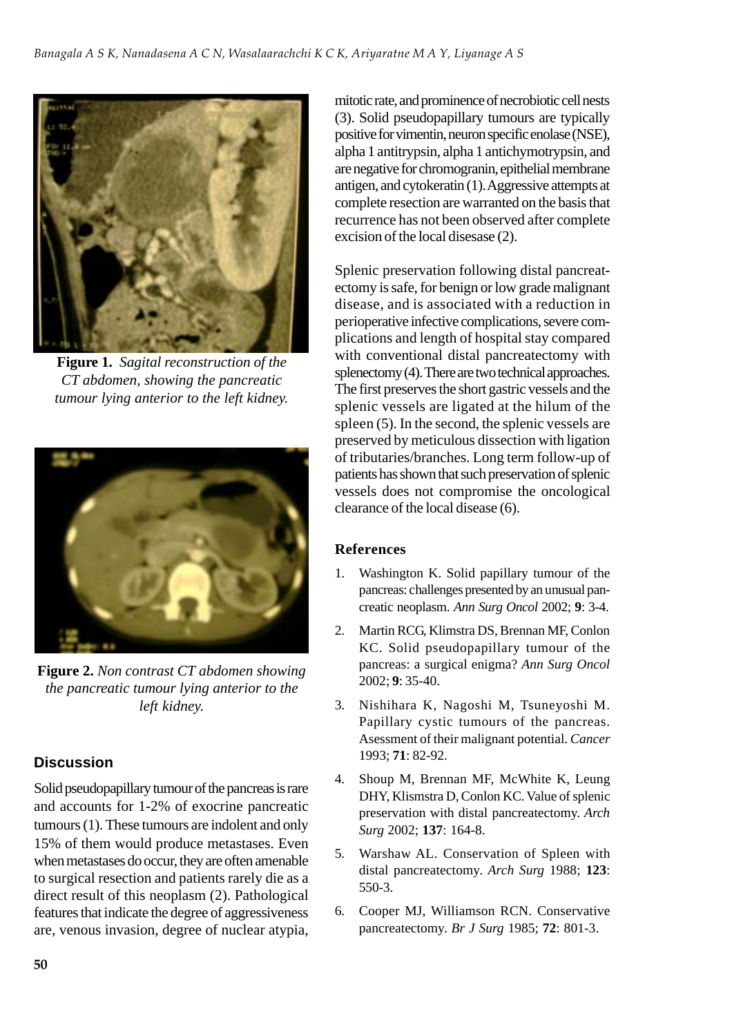**Figure 1.** *Sagital reconstruction of the CT abdomen, showing the pancreatic tumour lying anterior to the left kidney.*

**Figure 2.** *Non contrast CT abdomen showing the pancreatic tumour lying anterior to the left kidney.*

## Discussion

Solid pseudopapillary tumour of the pancreas is rare and accounts for 1-2% of exocrine pancreatic tumours (1). These tumours are indolent and only 15% of them would produce metastases. Even when metastases do occur, they are often amenable to surgical resection and patients rarely die as a direct result of this neoplasm (2). Pathological features that indicate the degree of aggressiveness are, venous invasion, degree of nuclear atypia, mitotic rate, and prominence of necrobiotic cell nests (3). Solid pseudopapillary tumours are typically positive for vimentin, neuron specific enolase (NSE), alpha 1 antitrypsin, alpha 1 antichymotrypsin, and are negative for chromogranin, epithelial membrane antigen, and cytokeratin (1). Aggressive attempts at complete resection are warranted on the basis that recurrence has not been observed after complete excision of the local disesase (2).

Splenic preservation following distal pancreatectomy is safe, for benign or low grade malignant disease, and is associated with a reduction in perioperative infective complications, severe complications and length of hospital stay compared with conventional distal pancreatectomy with splenectomy (4). There are two technical approaches. The first preserves the short gastric vessels and the splenic vessels are ligated at the hilum of the spleen (5). In the second, the splenic vessels are preserved by meticulous dissection with ligation of tributaries/branches. Long term follow-up of patients has shown that such preservation of splenic vessels does not compromise the oncological clearance of the local disease (6).

### References

1. Washington K. Solid papillary tumour of the pancreas: challenges presented by an unusual pancreatic neoplasm. *Ann Surg Oncol* 2002; **9**: 3-4.
2. Martin RCG, Klimstra DS, Brennan MF, Conlon KC. Solid pseudopapillary tumour of the pancreas: a surgical enigma? *Ann Surg Oncol* 2002; **9**: 35-40.
3. Nishihara K, Nagoshi M, Tsuneyoshi M. Papillary cystic tumours of the pancreas. Asessment of their malignant potential. *Cancer* 1993; **71**: 82-92.
4. Shoup M, Brennan MF, McWhite K, Leung DHY, Klismstra D, Conlon KC. Value of splenic preservation with distal pancreatectomy. *Arch Surg* 2002; **137**: 164-8.
5. Warshaw AL. Conservation of Spleen with distal pancreatectomy. *Arch Surg* 1988; **123**: 550-3.
6. Cooper MJ, Williamson RCN. Conservative pancreatectomy. *Br J Surg* 1985; **72**: 801-3.